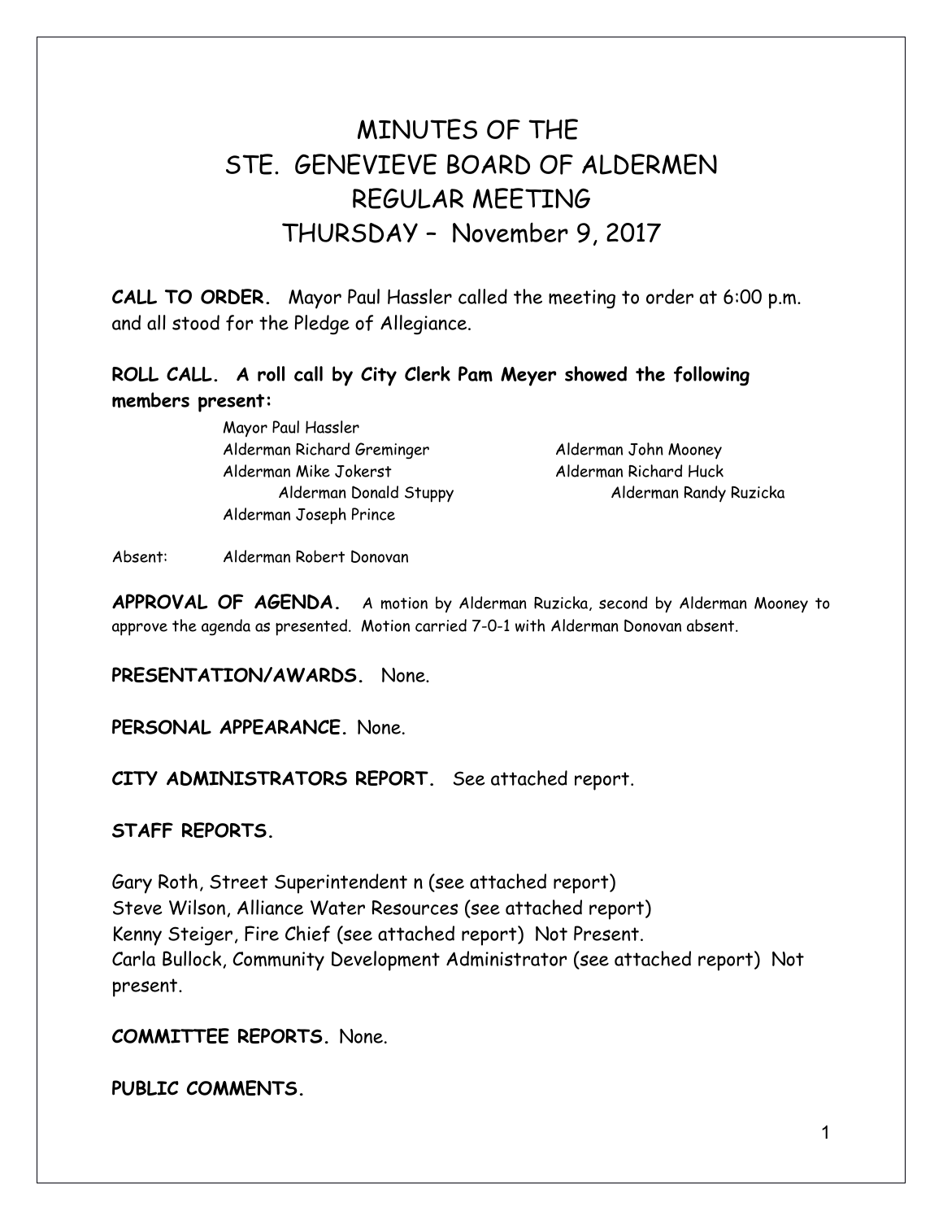# MINUTES OF THE
# STE. GENEVIEVE BOARD OF ALDERMEN
# REGULAR MEETING
# THURSDAY – November 9, 2017

**CALL TO ORDER.** Mayor Paul Hassler called the meeting to order at 6:00 p.m. and all stood for the Pledge of Allegiance.

**ROLL CALL. A roll call by City Clerk Pam Meyer showed the following members present:**

Mayor Paul Hassler
Alderman Richard Greminger
Alderman John Mooney
Alderman Mike Jokerst
Alderman Richard Huck
Alderman Donald Stuppy
Alderman Randy Ruzicka
Alderman Joseph Prince

Absent: Alderman Robert Donovan

**APPROVAL OF AGENDA.** A motion by Alderman Ruzicka, second by Alderman Mooney to approve the agenda as presented. Motion carried 7-0-1 with Alderman Donovan absent.

**PRESENTATION/AWARDS.** None.

**PERSONAL APPEARANCE.** None.

**CITY ADMINISTRATORS REPORT.** See attached report.

**STAFF REPORTS.**

Gary Roth, Street Superintendent n (see attached report)
Steve Wilson, Alliance Water Resources (see attached report)
Kenny Steiger, Fire Chief (see attached report) Not Present.
Carla Bullock, Community Development Administrator (see attached report) Not present.

**COMMITTEE REPORTS.** None.

**PUBLIC COMMENTS.**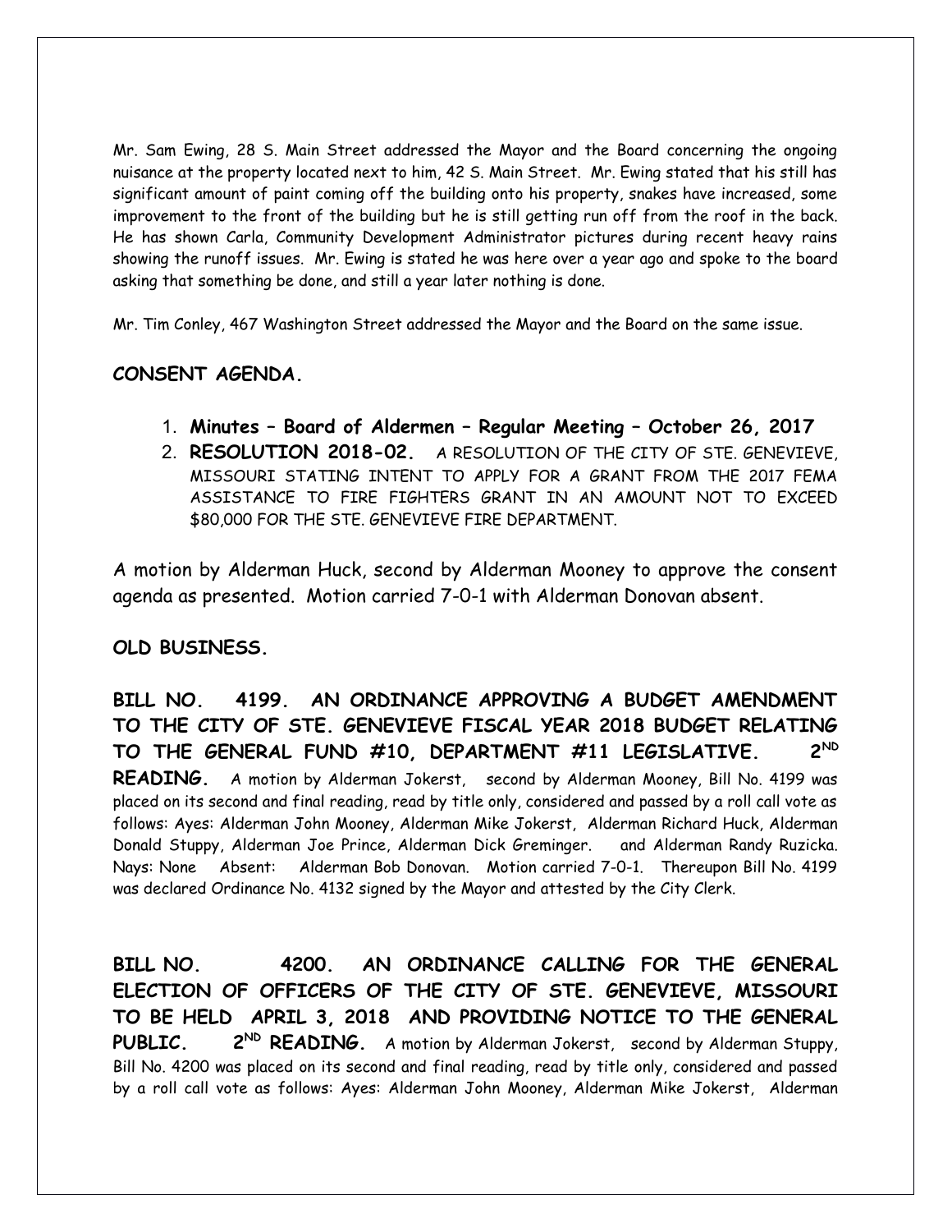Mr. Sam Ewing, 28 S. Main Street addressed the Mayor and the Board concerning the ongoing nuisance at the property located next to him, 42 S. Main Street. Mr. Ewing stated that his still has significant amount of paint coming off the building onto his property, snakes have increased, some improvement to the front of the building but he is still getting run off from the roof in the back. He has shown Carla, Community Development Administrator pictures during recent heavy rains showing the runoff issues. Mr. Ewing is stated he was here over a year ago and spoke to the board asking that something be done, and still a year later nothing is done.

Mr. Tim Conley, 467 Washington Street addressed the Mayor and the Board on the same issue.

**CONSENT AGENDA.**

1. **Minutes – Board of Aldermen – Regular Meeting – October 26, 2017**
2. **RESOLUTION 2018-02.** A RESOLUTION OF THE CITY OF STE. GENEVIEVE, MISSOURI STATING INTENT TO APPLY FOR A GRANT FROM THE 2017 FEMA ASSISTANCE TO FIRE FIGHTERS GRANT IN AN AMOUNT NOT TO EXCEED $80,000 FOR THE STE. GENEVIEVE FIRE DEPARTMENT.

A motion by Alderman Huck, second by Alderman Mooney to approve the consent agenda as presented. Motion carried 7-0-1 with Alderman Donovan absent.

**OLD BUSINESS.**

**BILL NO. 4199. AN ORDINANCE APPROVING A BUDGET AMENDMENT TO THE CITY OF STE. GENEVIEVE FISCAL YEAR 2018 BUDGET RELATING TO THE GENERAL FUND #10, DEPARTMENT #11 LEGISLATIVE. 2ND READING.** A motion by Alderman Jokerst, second by Alderman Mooney, Bill No. 4199 was placed on its second and final reading, read by title only, considered and passed by a roll call vote as follows: Ayes: Alderman John Mooney, Alderman Mike Jokerst, Alderman Richard Huck, Alderman Donald Stuppy, Alderman Joe Prince, Alderman Dick Greminger. and Alderman Randy Ruzicka. Nays: None Absent: Alderman Bob Donovan. Motion carried 7-0-1. Thereupon Bill No. 4199 was declared Ordinance No. 4132 signed by the Mayor and attested by the City Clerk.

**BILL NO. 4200. AN ORDINANCE CALLING FOR THE GENERAL ELECTION OF OFFICERS OF THE CITY OF STE. GENEVIEVE, MISSOURI TO BE HELD APRIL 3, 2018 AND PROVIDING NOTICE TO THE GENERAL PUBLIC. 2ND READING.** A motion by Alderman Jokerst, second by Alderman Stuppy, Bill No. 4200 was placed on its second and final reading, read by title only, considered and passed by a roll call vote as follows: Ayes: Alderman John Mooney, Alderman Mike Jokerst, Alderman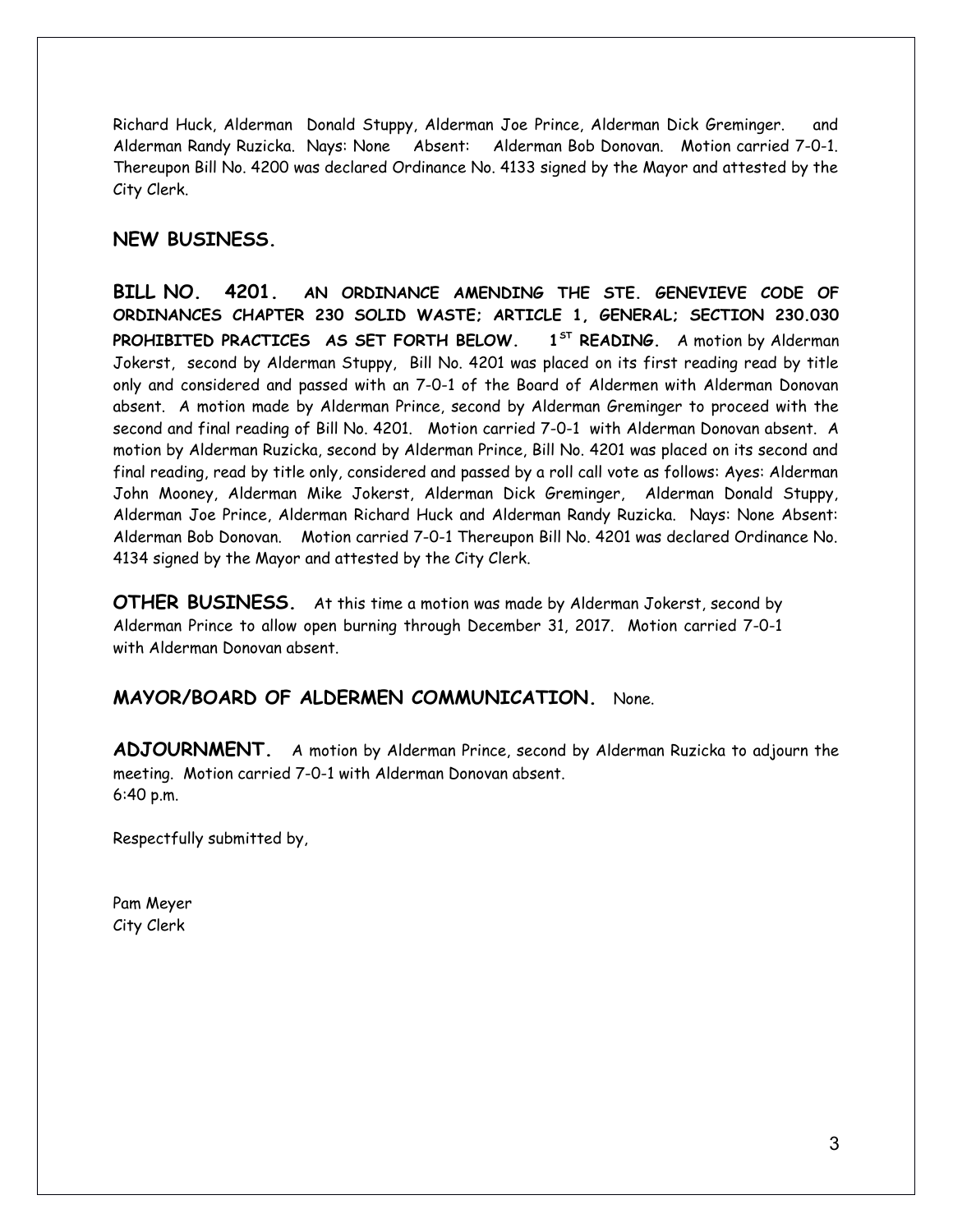Richard Huck, Alderman Donald Stuppy, Alderman Joe Prince, Alderman Dick Greminger. and Alderman Randy Ruzicka. Nays: None Absent: Alderman Bob Donovan. Motion carried 7-0-1. Thereupon Bill No. 4200 was declared Ordinance No. 4133 signed by the Mayor and attested by the City Clerk.

## NEW BUSINESS.

**BILL NO. 4201. AN ORDINANCE AMENDING THE STE. GENEVIEVE CODE OF ORDINANCES CHAPTER 230 SOLID WASTE; ARTICLE 1, GENERAL; SECTION 230.030 PROHIBITED PRACTICES AS SET FORTH BELOW. 1ST READING.** A motion by Alderman Jokerst, second by Alderman Stuppy, Bill No. 4201 was placed on its first reading read by title only and considered and passed with an 7-0-1 of the Board of Aldermen with Alderman Donovan absent. A motion made by Alderman Prince, second by Alderman Greminger to proceed with the second and final reading of Bill No. 4201. Motion carried 7-0-1 with Alderman Donovan absent. A motion by Alderman Ruzicka, second by Alderman Prince, Bill No. 4201 was placed on its second and final reading, read by title only, considered and passed by a roll call vote as follows: Ayes: Alderman John Mooney, Alderman Mike Jokerst, Alderman Dick Greminger, Alderman Donald Stuppy, Alderman Joe Prince, Alderman Richard Huck and Alderman Randy Ruzicka. Nays: None Absent: Alderman Bob Donovan. Motion carried 7-0-1 Thereupon Bill No. 4201 was declared Ordinance No. 4134 signed by the Mayor and attested by the City Clerk.

**OTHER BUSINESS.** At this time a motion was made by Alderman Jokerst, second by Alderman Prince to allow open burning through December 31, 2017. Motion carried 7-0-1 with Alderman Donovan absent.

**MAYOR/BOARD OF ALDERMEN COMMUNICATION.** None.

**ADJOURNMENT.** A motion by Alderman Prince, second by Alderman Ruzicka to adjourn the meeting. Motion carried 7-0-1 with Alderman Donovan absent.
6:40 p.m.

Respectfully submitted by,

Pam Meyer
City Clerk